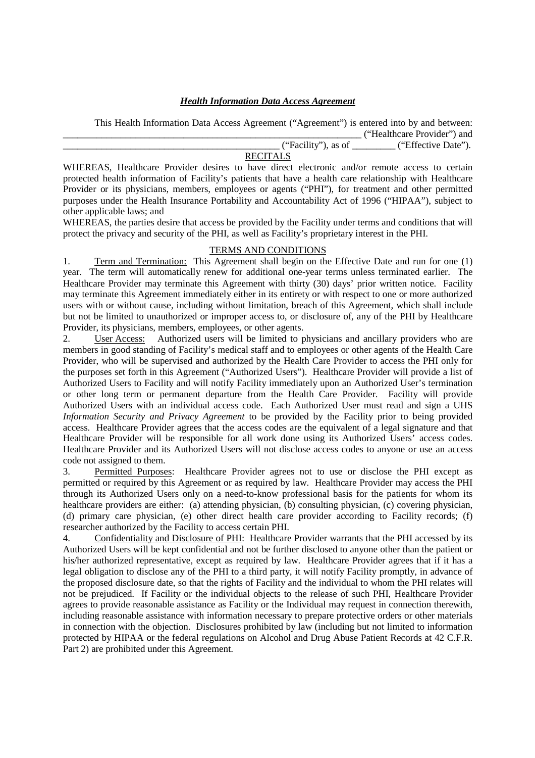***Health Information Data Access Agreement***

This Health Information Data Access Agreement ("Agreement") is entered into by and between: ______________________________________________________________ ("Healthcare Provider") and _____________________________________________ ("Facility"), as of _________ ("Effective Date").

RECITALS

WHEREAS, Healthcare Provider desires to have direct electronic and/or remote access to certain protected health information of Facility's patients that have a health care relationship with Healthcare Provider or its physicians, members, employees or agents ("PHI"), for treatment and other permitted purposes under the Health Insurance Portability and Accountability Act of 1996 ("HIPAA"), subject to other applicable laws; and

WHEREAS, the parties desire that access be provided by the Facility under terms and conditions that will protect the privacy and security of the PHI, as well as Facility's proprietary interest in the PHI.

TERMS AND CONDITIONS

1. Term and Termination: This Agreement shall begin on the Effective Date and run for one (1) year. The term will automatically renew for additional one-year terms unless terminated earlier. The Healthcare Provider may terminate this Agreement with thirty (30) days' prior written notice. Facility may terminate this Agreement immediately either in its entirety or with respect to one or more authorized users with or without cause, including without limitation, breach of this Agreement, which shall include but not be limited to unauthorized or improper access to, or disclosure of, any of the PHI by Healthcare Provider, its physicians, members, employees, or other agents.

2. User Access: Authorized users will be limited to physicians and ancillary providers who are members in good standing of Facility's medical staff and to employees or other agents of the Health Care Provider, who will be supervised and authorized by the Health Care Provider to access the PHI only for the purposes set forth in this Agreement ("Authorized Users"). Healthcare Provider will provide a list of Authorized Users to Facility and will notify Facility immediately upon an Authorized User's termination or other long term or permanent departure from the Health Care Provider. Facility will provide Authorized Users with an individual access code. Each Authorized User must read and sign a UHS *Information Security and Privacy Agreement* to be provided by the Facility prior to being provided access. Healthcare Provider agrees that the access codes are the equivalent of a legal signature and that Healthcare Provider will be responsible for all work done using its Authorized Users' access codes. Healthcare Provider and its Authorized Users will not disclose access codes to anyone or use an access code not assigned to them.

3. Permitted Purposes: Healthcare Provider agrees not to use or disclose the PHI except as permitted or required by this Agreement or as required by law. Healthcare Provider may access the PHI through its Authorized Users only on a need-to-know professional basis for the patients for whom its healthcare providers are either: (a) attending physician, (b) consulting physician, (c) covering physician, (d) primary care physician, (e) other direct health care provider according to Facility records; (f) researcher authorized by the Facility to access certain PHI.

4. Confidentiality and Disclosure of PHI: Healthcare Provider warrants that the PHI accessed by its Authorized Users will be kept confidential and not be further disclosed to anyone other than the patient or his/her authorized representative, except as required by law. Healthcare Provider agrees that if it has a legal obligation to disclose any of the PHI to a third party, it will notify Facility promptly, in advance of the proposed disclosure date, so that the rights of Facility and the individual to whom the PHI relates will not be prejudiced. If Facility or the individual objects to the release of such PHI, Healthcare Provider agrees to provide reasonable assistance as Facility or the Individual may request in connection therewith, including reasonable assistance with information necessary to prepare protective orders or other materials in connection with the objection. Disclosures prohibited by law (including but not limited to information protected by HIPAA or the federal regulations on Alcohol and Drug Abuse Patient Records at 42 C.F.R. Part 2) are prohibited under this Agreement.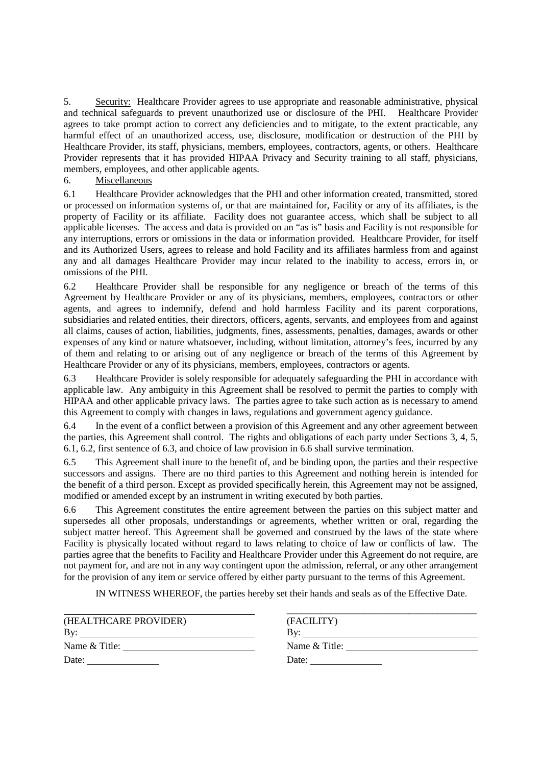5. Security: Healthcare Provider agrees to use appropriate and reasonable administrative, physical and technical safeguards to prevent unauthorized use or disclosure of the PHI. Healthcare Provider agrees to take prompt action to correct any deficiencies and to mitigate, to the extent practicable, any harmful effect of an unauthorized access, use, disclosure, modification or destruction of the PHI by Healthcare Provider, its staff, physicians, members, employees, contractors, agents, or others. Healthcare Provider represents that it has provided HIPAA Privacy and Security training to all staff, physicians, members, employees, and other applicable agents.

6. Miscellaneous

6.1 Healthcare Provider acknowledges that the PHI and other information created, transmitted, stored or processed on information systems of, or that are maintained for, Facility or any of its affiliates, is the property of Facility or its affiliate. Facility does not guarantee access, which shall be subject to all applicable licenses. The access and data is provided on an "as is" basis and Facility is not responsible for any interruptions, errors or omissions in the data or information provided. Healthcare Provider, for itself and its Authorized Users, agrees to release and hold Facility and its affiliates harmless from and against any and all damages Healthcare Provider may incur related to the inability to access, errors in, or omissions of the PHI.

6.2 Healthcare Provider shall be responsible for any negligence or breach of the terms of this Agreement by Healthcare Provider or any of its physicians, members, employees, contractors or other agents, and agrees to indemnify, defend and hold harmless Facility and its parent corporations, subsidiaries and related entities, their directors, officers, agents, servants, and employees from and against all claims, causes of action, liabilities, judgments, fines, assessments, penalties, damages, awards or other expenses of any kind or nature whatsoever, including, without limitation, attorney's fees, incurred by any of them and relating to or arising out of any negligence or breach of the terms of this Agreement by Healthcare Provider or any of its physicians, members, employees, contractors or agents.

6.3 Healthcare Provider is solely responsible for adequately safeguarding the PHI in accordance with applicable law. Any ambiguity in this Agreement shall be resolved to permit the parties to comply with HIPAA and other applicable privacy laws. The parties agree to take such action as is necessary to amend this Agreement to comply with changes in laws, regulations and government agency guidance.

6.4 In the event of a conflict between a provision of this Agreement and any other agreement between the parties, this Agreement shall control. The rights and obligations of each party under Sections 3, 4, 5, 6.1, 6.2, first sentence of 6.3, and choice of law provision in 6.6 shall survive termination.

6.5 This Agreement shall inure to the benefit of, and be binding upon, the parties and their respective successors and assigns. There are no third parties to this Agreement and nothing herein is intended for the benefit of a third person. Except as provided specifically herein, this Agreement may not be assigned, modified or amended except by an instrument in writing executed by both parties.

6.6 This Agreement constitutes the entire agreement between the parties on this subject matter and supersedes all other proposals, understandings or agreements, whether written or oral, regarding the subject matter hereof. This Agreement shall be governed and construed by the laws of the state where Facility is physically located without regard to laws relating to choice of law or conflicts of law. The parties agree that the benefits to Facility and Healthcare Provider under this Agreement do not require, are not payment for, and are not in any way contingent upon the admission, referral, or any other arrangement for the provision of any item or service offered by either party pursuant to the terms of this Agreement.

IN WITNESS WHEREOF, the parties hereby set their hands and seals as of the Effective Date.

| | |
|---|---|
| ______________________________ | ______________________________ |
| (HEALTHCARE PROVIDER) | (FACILITY) |
| By: ______________________________ | By: ______________________________ |
| Name & Title: ______________________ | Name & Title: ______________________ |
| Date: ____________ | Date: ____________ |